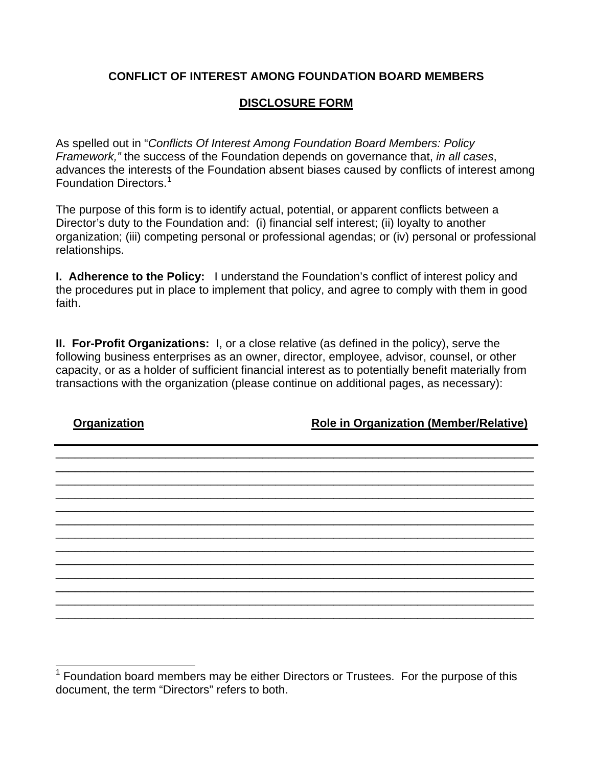# CONFLICT OF INTEREST AMONG FOUNDATION BOARD MEMBERS

## DISCLOSURE FORM

As spelled out in "*Conflicts Of Interest Among Foundation Board Members: Policy Framework,"* the success of the Foundation depends on governance that, *in all cases*, advances the interests of the Foundation absent biases caused by conflicts of interest among Foundation Directors.[1]

The purpose of this form is to identify actual, potential, or apparent conflicts between a Director's duty to the Foundation and: (i) financial self interest; (ii) loyalty to another organization; (iii) competing personal or professional agendas; or (iv) personal or professional relationships.

**I. Adherence to the Policy:** I understand the Foundation's conflict of interest policy and the procedures put in place to implement that policy, and agree to comply with them in good faith.

**II. For-Profit Organizations:** I, or a close relative (as defined in the policy), serve the following business enterprises as an owner, director, employee, advisor, counsel, or other capacity, or as a holder of sufficient financial interest as to potentially benefit materially from transactions with the organization (please continue on additional pages, as necessary):

| Organization | Role in Organization (Member/Relative) |
| --- | --- |
| | |
| | |
| | |
| | |
| | |
| | |
| | |
| | |
| | |
| | |
| | |
| | |
| | |

[1] Foundation board members may be either Directors or Trustees. For the purpose of this document, the term "Directors" refers to both.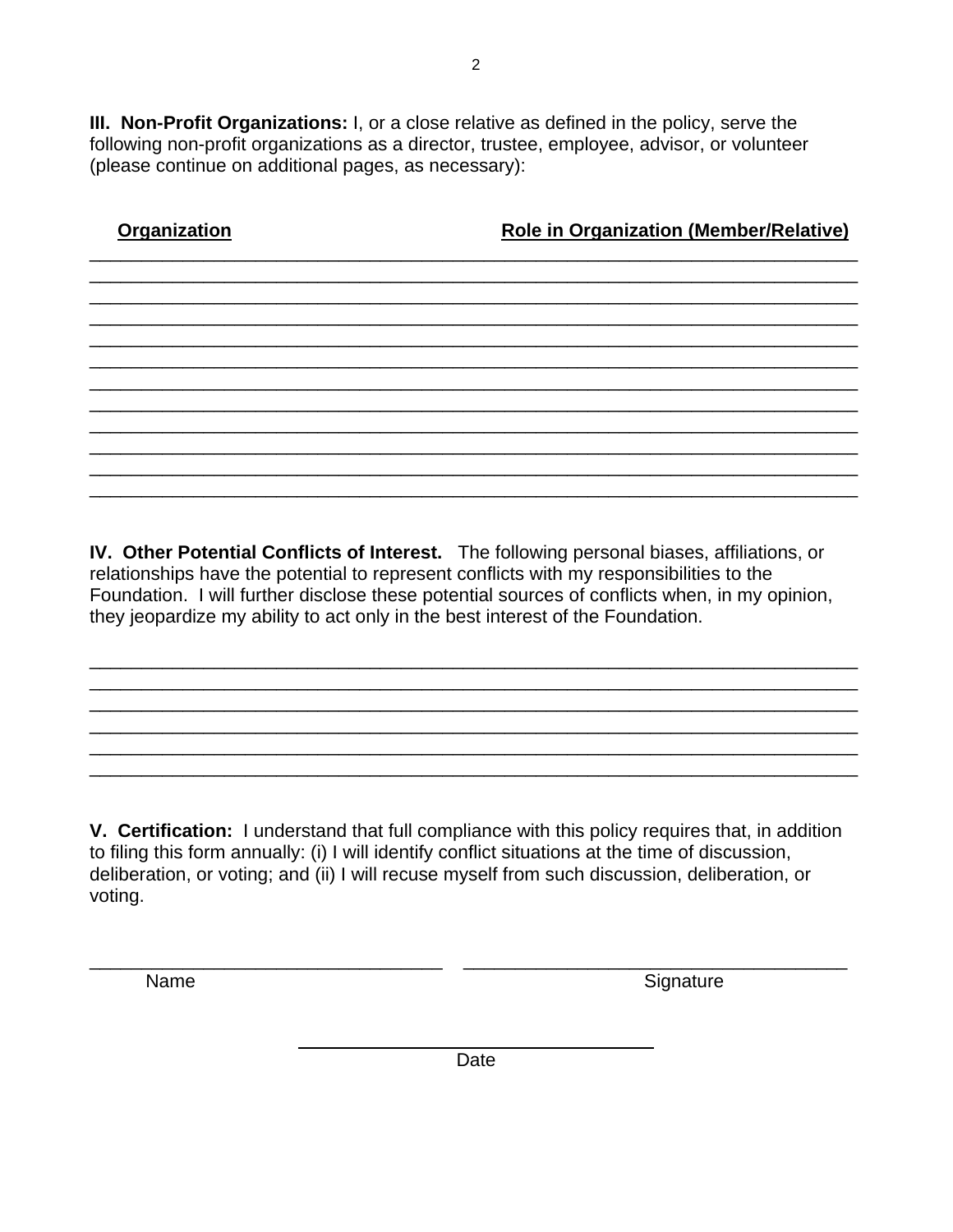**III. Non-Profit Organizations:** I, or a close relative as defined in the policy, serve the following non-profit organizations as a director, trustee, employee, advisor, or volunteer (please continue on additional pages, as necessary):

| Organization | Role in Organization (Member/Relative) |
| --- | --- |
| | |
| | |
| | |
| | |
| | |
| | |
| | |
| | |
| | |
| | |
| | |
| | |

**IV. Other Potential Conflicts of Interest.** The following personal biases, affiliations, or relationships have the potential to represent conflicts with my responsibilities to the Foundation. I will further disclose these potential sources of conflicts when, in my opinion, they jeopardize my ability to act only in the best interest of the Foundation.

\_\_\_\_\_\_\_\_\_\_\_\_\_\_\_\_\_\_\_\_\_\_\_\_\_\_\_\_\_\_\_\_\_\_\_\_\_\_\_\_\_\_\_\_\_\_\_\_\_\_\_\_\_\_\_\_\_\_\_\_\_\_\_\_\_\_\_\_\_\_

\_\_\_\_\_\_\_\_\_\_\_\_\_\_\_\_\_\_\_\_\_\_\_\_\_\_\_\_\_\_\_\_\_\_\_\_\_\_\_\_\_\_\_\_\_\_\_\_\_\_\_\_\_\_\_\_\_\_\_\_\_\_\_\_\_\_\_\_\_\_

\_\_\_\_\_\_\_\_\_\_\_\_\_\_\_\_\_\_\_\_\_\_\_\_\_\_\_\_\_\_\_\_\_\_\_\_\_\_\_\_\_\_\_\_\_\_\_\_\_\_\_\_\_\_\_\_\_\_\_\_\_\_\_\_\_\_\_\_\_\_

\_\_\_\_\_\_\_\_\_\_\_\_\_\_\_\_\_\_\_\_\_\_\_\_\_\_\_\_\_\_\_\_\_\_\_\_\_\_\_\_\_\_\_\_\_\_\_\_\_\_\_\_\_\_\_\_\_\_\_\_\_\_\_\_\_\_\_\_\_\_

\_\_\_\_\_\_\_\_\_\_\_\_\_\_\_\_\_\_\_\_\_\_\_\_\_\_\_\_\_\_\_\_\_\_\_\_\_\_\_\_\_\_\_\_\_\_\_\_\_\_\_\_\_\_\_\_\_\_\_\_\_\_\_\_\_\_\_\_\_\_

\_\_\_\_\_\_\_\_\_\_\_\_\_\_\_\_\_\_\_\_\_\_\_\_\_\_\_\_\_\_\_\_\_\_\_\_\_\_\_\_\_\_\_\_\_\_\_\_\_\_\_\_\_\_\_\_\_\_\_\_\_\_\_\_\_\_\_\_\_\_

**V. Certification:** I understand that full compliance with this policy requires that, in addition to filing this form annually: (i) I will identify conflict situations at the time of discussion, deliberation, or voting; and (ii) I will recuse myself from such discussion, deliberation, or voting.

\_\_\_\_\_\_\_\_\_\_\_\_\_\_\_\_\_\_\_\_\_\_\_\_\_\_\_\_\_\_\_\_\_\_ &nbsp;&nbsp;&nbsp;&nbsp; \_\_\_\_\_\_\_\_\_\_\_\_\_\_\_\_\_\_\_\_\_\_\_\_\_\_\_\_\_\_\_\_\_\_\_\_\_
Name &nbsp;&nbsp;&nbsp;&nbsp;&nbsp;&nbsp;&nbsp;&nbsp;&nbsp;&nbsp;&nbsp;&nbsp;&nbsp;&nbsp;&nbsp;&nbsp;&nbsp;&nbsp;&nbsp;&nbsp;&nbsp;&nbsp;&nbsp;&nbsp;&nbsp;&nbsp;&nbsp;&nbsp;&nbsp;&nbsp;&nbsp;&nbsp;&nbsp;&nbsp;&nbsp;&nbsp;&nbsp;&nbsp;&nbsp;&nbsp; Signature

\_\_\_\_\_\_\_\_\_\_\_\_\_\_\_\_\_\_\_\_\_\_\_\_\_\_\_\_\_\_\_\_\_\_
Date